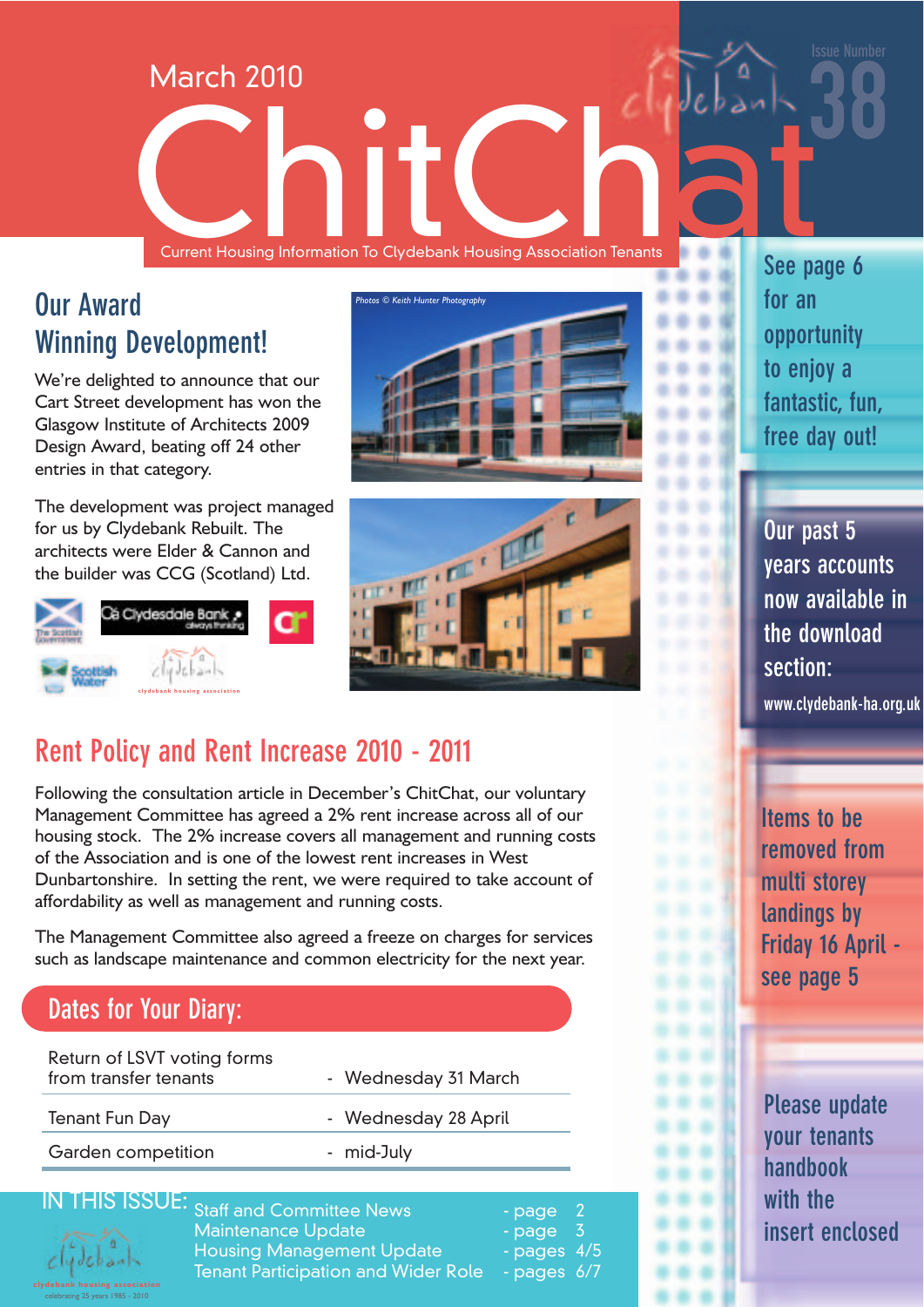March 2010

# ChitChat

Current Housing Information To Clydebank Housing Association Tenants

Issue Number 38

## Our Award Winning Development!

We're delighted to announce that our Cart Street development has won the Glasgow Institute of Architects 2009 Design Award, beating off 24 other entries in that category.

The development was project managed for us by Clydebank Rebuilt. The architects were Elder & Cannon and the builder was CCG (Scotland) Ltd.

Photos © Keith Hunter Photography

## Rent Policy and Rent Increase 2010 - 2011

Following the consultation article in December's ChitChat, our voluntary Management Committee has agreed a 2% rent increase across all of our housing stock. The 2% increase covers all management and running costs of the Association and is one of the lowest rent increases in West Dunbartonshire. In setting the rent, we were required to take account of affordability as well as management and running costs.

The Management Committee also agreed a freeze on charges for services such as landscape maintenance and common electricity for the next year.

## Dates for Your Diary:

| | |
|---|---|
| Return of LSVT voting forms from transfer tenants | - Wednesday 31 March |
| Tenant Fun Day | - Wednesday 28 April |
| Garden competition | - mid-July |

## IN THIS ISSUE:

| | |
|---|---|
| Staff and Committee News | - page 2 |
| Maintenance Update | - page 3 |
| Housing Management Update | - pages 4/5 |
| Tenant Participation and Wider Role | - pages 6/7 |

clydebank housing association
celebrating 25 years 1985 - 2010

See page 6 for an opportunity to enjoy a fantastic, fun, free day out!

Our past 5 years accounts now available in the download section:
www.clydebank-ha.org.uk

Items to be removed from multi storey landings by Friday 16 April - see page 5

Please update your tenants handbook with the insert enclosed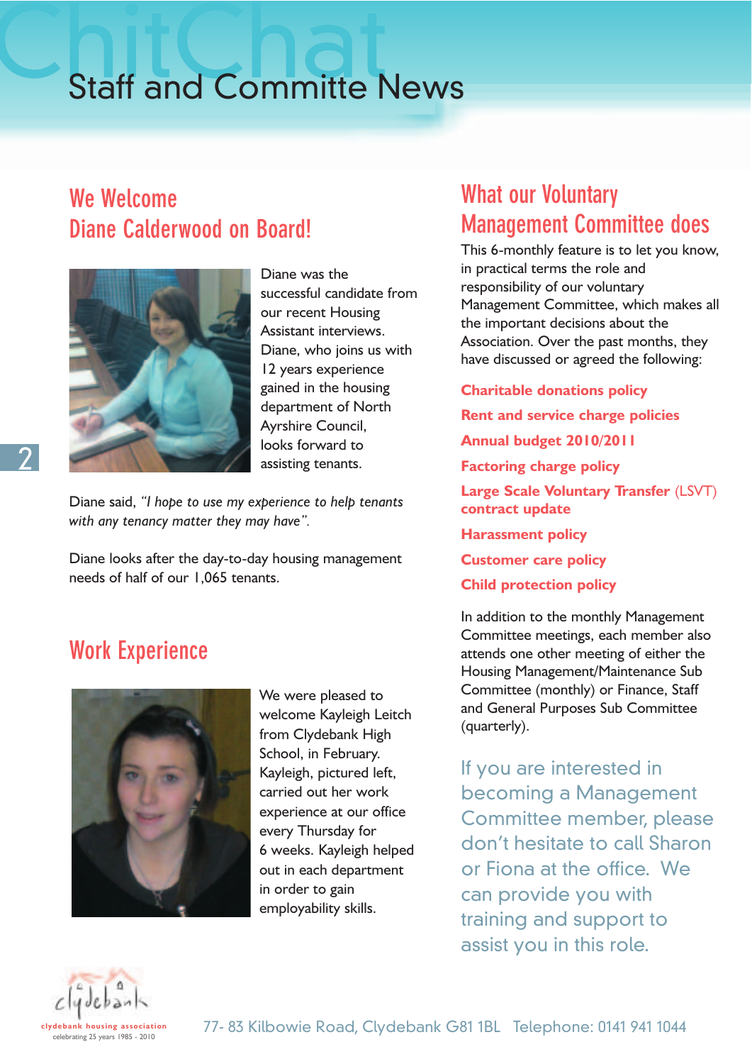# ChitChat Staff and Committe News

## We Welcome Diane Calderwood on Board!

Diane was the successful candidate from our recent Housing Assistant interviews. Diane, who joins us with 12 years experience gained in the housing department of North Ayrshire Council, looks forward to assisting tenants.

Diane said, *"I hope to use my experience to help tenants with any tenancy matter they may have".*

Diane looks after the day-to-day housing management needs of half of our 1,065 tenants.

## Work Experience

We were pleased to welcome Kayleigh Leitch from Clydebank High School, in February. Kayleigh, pictured left, carried out her work experience at our office every Thursday for 6 weeks. Kayleigh helped out in each department in order to gain employability skills.

## What our Voluntary Management Committee does

This 6-monthly feature is to let you know, in practical terms the role and responsibility of our voluntary Management Committee, which makes all the important decisions about the Association. Over the past months, they have discussed or agreed the following:

**Charitable donations policy**

**Rent and service charge policies**

**Annual budget 2010/2011**

**Factoring charge policy**

**Large Scale Voluntary Transfer** (LSVT) **contract update**

**Harassment policy**

**Customer care policy**

**Child protection policy**

In addition to the monthly Management Committee meetings, each member also attends one other meeting of either the Housing Management/Maintenance Sub Committee (monthly) or Finance, Staff and General Purposes Sub Committee (quarterly).

If you are interested in becoming a Management Committee member, please don't hesitate to call Sharon or Fiona at the office. We can provide you with training and support to assist you in this role.

clydebank housing association
celebrating 25 years 1985 - 2010

77- 83 Kilbowie Road, Clydebank G81 1BL Telephone: 0141 941 1044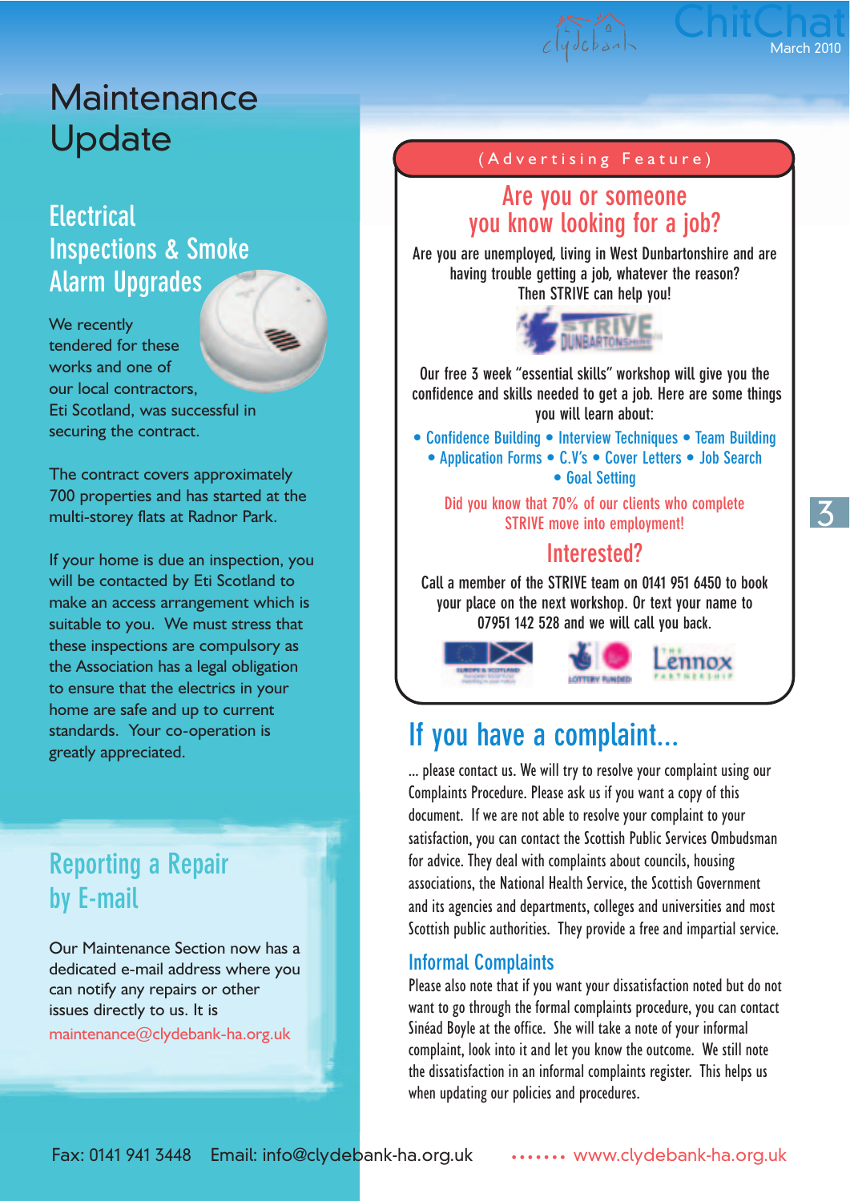# Maintenance Update

## Electrical Inspections & Smoke Alarm Upgrades

We recently tendered for these works and one of our local contractors, Eti Scotland, was successful in securing the contract.

The contract covers approximately 700 properties and has started at the multi-storey flats at Radnor Park.

If your home is due an inspection, you will be contacted by Eti Scotland to make an access arrangement which is suitable to you. We must stress that these inspections are compulsory as the Association has a legal obligation to ensure that the electrics in your home are safe and up to current standards. Your co-operation is greatly appreciated.

## Reporting a Repair by E-mail

Our Maintenance Section now has a dedicated e-mail address where you can notify any repairs or other issues directly to us. It is maintenance@clydebank-ha.org.uk

(Advertising Feature)

## Are you or someone you know looking for a job?

Are you are unemployed, living in West Dunbartonshire and are having trouble getting a job, whatever the reason? Then STRIVE can help you!

Our free 3 week "essential skills" workshop will give you the confidence and skills needed to get a job. Here are some things you will learn about:

- Confidence Building
- Interview Techniques
- Team Building
- Application Forms
- C.V's
- Cover Letters
- Job Search
- Goal Setting

Did you know that 70% of our clients who complete STRIVE move into employment!

### Interested?

Call a member of the STRIVE team on 0141 951 6450 to book your place on the next workshop. Or text your name to 07951 142 528 and we will call you back.

## If you have a complaint...

... please contact us. We will try to resolve your complaint using our Complaints Procedure. Please ask us if you want a copy of this document. If we are not able to resolve your complaint to your satisfaction, you can contact the Scottish Public Services Ombudsman for advice. They deal with complaints about councils, housing associations, the National Health Service, the Scottish Government and its agencies and departments, colleges and universities and most Scottish public authorities. They provide a free and impartial service.

### Informal Complaints

Please also note that if you want your dissatisfaction noted but do not want to go through the formal complaints procedure, you can contact Sinéad Boyle at the office. She will take a note of your informal complaint, look into it and let you know the outcome. We still note the dissatisfaction in an informal complaints register. This helps us when updating our policies and procedures.

Fax: 0141 941 3448 Email: info@clydebank-ha.org.uk www.clydebank-ha.org.uk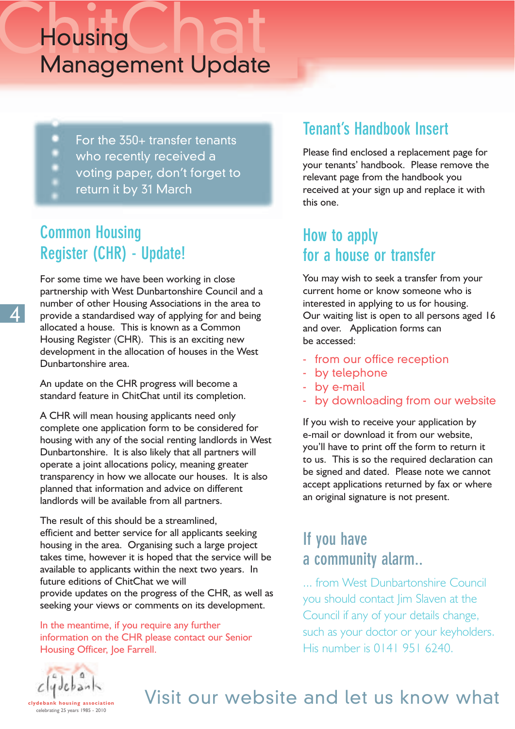# Housing Management Update

For the 350+ transfer tenants who recently received a voting paper, don't forget to return it by 31 March

## Common Housing Register (CHR) - Update!

For some time we have been working in close partnership with West Dunbartonshire Council and a number of other Housing Associations in the area to provide a standardised way of applying for and being allocated a house. This is known as a Common Housing Register (CHR). This is an exciting new development in the allocation of houses in the West Dunbartonshire area.

An update on the CHR progress will become a standard feature in ChitChat until its completion.

A CHR will mean housing applicants need only complete one application form to be considered for housing with any of the social renting landlords in West Dunbartonshire. It is also likely that all partners will operate a joint allocations policy, meaning greater transparency in how we allocate our houses. It is also planned that information and advice on different landlords will be available from all partners.

The result of this should be a streamlined, efficient and better service for all applicants seeking housing in the area. Organising such a large project takes time, however it is hoped that the service will be available to applicants within the next two years. In future editions of ChitChat we will provide updates on the progress of the CHR, as well as seeking your views or comments on its development.

In the meantime, if you require any further information on the CHR please contact our Senior Housing Officer, Joe Farrell.

## Tenant's Handbook Insert

Please find enclosed a replacement page for your tenants' handbook. Please remove the relevant page from the handbook you received at your sign up and replace it with this one.

## How to apply for a house or transfer

You may wish to seek a transfer from your current home or know someone who is interested in applying to us for housing. Our waiting list is open to all persons aged 16 and over. Application forms can be accessed:

- from our office reception
- by telephone
- by e-mail
- by downloading from our website

If you wish to receive your application by e-mail or download it from our website, you'll have to print off the form to return it to us. This is so the required declaration can be signed and dated. Please note we cannot accept applications returned by fax or where an original signature is not present.

## If you have a community alarm..

... from West Dunbartonshire Council you should contact Jim Slaven at the Council if any of your details change, such as your doctor or your keyholders. His number is 0141 951 6240.

clydebank housing association
celebrating 25 years 1985 - 2010

Visit our website and let us know what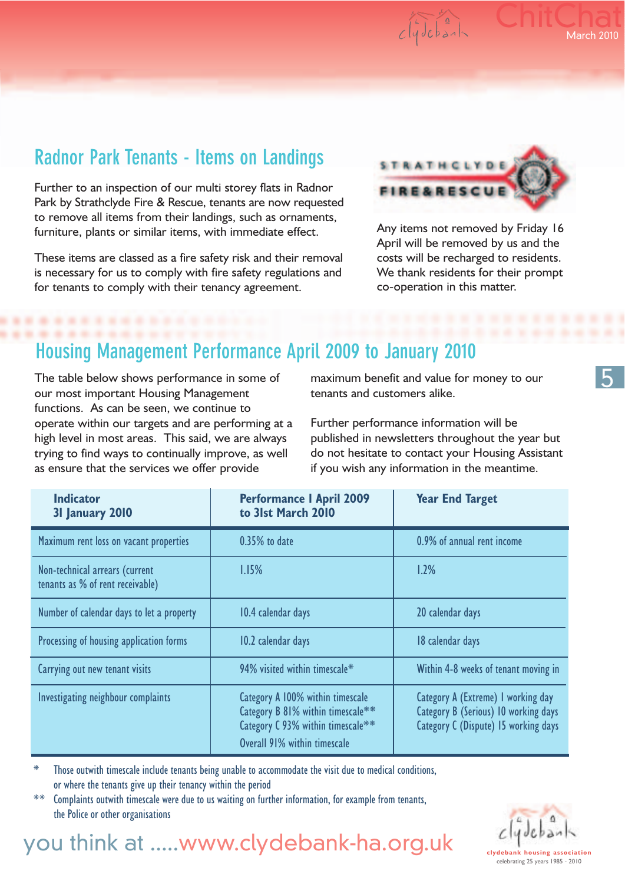## Radnor Park Tenants - Items on Landings

Further to an inspection of our multi storey flats in Radnor Park by Strathclyde Fire & Rescue, tenants are now requested to remove all items from their landings, such as ornaments, furniture, plants or similar items, with immediate effect.

These items are classed as a fire safety risk and their removal is necessary for us to comply with fire safety regulations and for tenants to comply with their tenancy agreement.

Any items not removed by Friday 16 April will be removed by us and the costs will be recharged to residents. We thank residents for their prompt co-operation in this matter.

## Housing Management Performance April 2009 to January 2010

The table below shows performance in some of our most important Housing Management functions. As can be seen, we continue to operate within our targets and are performing at a high level in most areas. This said, we are always trying to find ways to continually improve, as well as ensure that the services we offer provide maximum benefit and value for money to our tenants and customers alike.

Further performance information will be published in newsletters throughout the year but do not hesitate to contact your Housing Assistant if you wish any information in the meantime.

| Indicator 31 January 2010 | Performance 1 April 2009 to 31st March 2010 | Year End Target |
|---|---|---|
| Maximum rent loss on vacant properties | 0.35% to date | 0.9% of annual rent income |
| Non-technical arrears (current tenants as % of rent receivable) | 1.15% | 1.2% |
| Number of calendar days to let a property | 10.4 calendar days | 20 calendar days |
| Processing of housing application forms | 10.2 calendar days | 18 calendar days |
| Carrying out new tenant visits | 94% visited within timescale* | Within 4-8 weeks of tenant moving in |
| Investigating neighbour complaints | Category A 100% within timescale<br>Category B 81% within timescale**<br>Category C 93% within timescale**<br>Overall 91% within timescale | Category A (Extreme) 1 working day<br>Category B (Serious) 10 working days<br>Category C (Dispute) 15 working days |

\* Those outwith timescale include tenants being unable to accommodate the visit due to medical conditions, or where the tenants give up their tenancy within the period

** Complaints outwith timescale were due to us waiting on further information, for example from tenants, the Police or other organisations

you think at .....www.clydebank-ha.org.uk

clydebank housing association
celebrating 25 years 1985 - 2010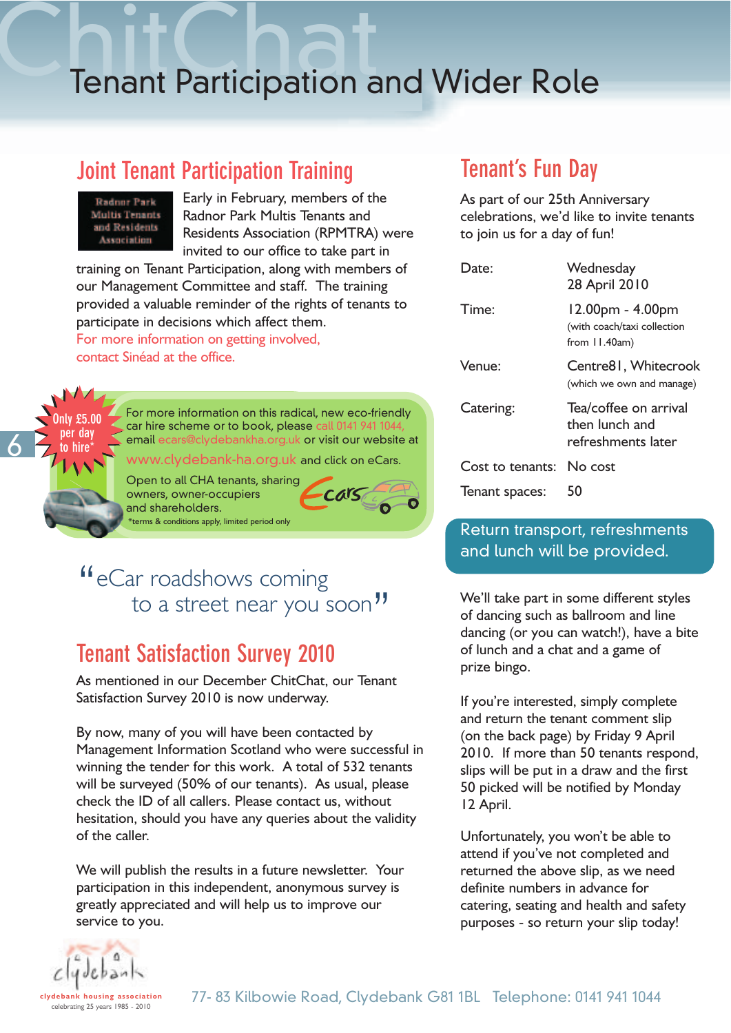# Tenant Participation and Wider Role

## Joint Tenant Participation Training

Radnor Park Multis Tenants and Residents Association

Early in February, members of the Radnor Park Multis Tenants and Residents Association (RPMTRA) were invited to our office to take part in training on Tenant Participation, along with members of our Management Committee and staff. The training provided a valuable reminder of the rights of tenants to participate in decisions which affect them.

For more information on getting involved, contact Sinéad at the office.

Only £5.00 per day to hire*

For more information on this radical, new eco-friendly car hire scheme or to book, please call 0141 941 1044, email ecars@clydebankha.org.uk or visit our website at www.clydebank-ha.org.uk and click on eCars.

Open to all CHA tenants, sharing owners, owner-occupiers and shareholders.

*terms & conditions apply, limited period only

Ecars

"eCar roadshows coming to a street near you soon"

## Tenant Satisfaction Survey 2010

As mentioned in our December ChitChat, our Tenant Satisfaction Survey 2010 is now underway.

By now, many of you will have been contacted by Management Information Scotland who were successful in winning the tender for this work. A total of 532 tenants will be surveyed (50% of our tenants). As usual, please check the ID of all callers. Please contact us, without hesitation, should you have any queries about the validity of the caller.

We will publish the results in a future newsletter. Your participation in this independent, anonymous survey is greatly appreciated and will help us to improve our service to you.

## Tenant's Fun Day

As part of our 25th Anniversary celebrations, we'd like to invite tenants to join us for a day of fun!

| | |
|---|---|
| Date: | Wednesday 28 April 2010 |
| Time: | 12.00pm - 4.00pm (with coach/taxi collection from 11.40am) |
| Venue: | Centre81, Whitecrook (which we own and manage) |
| Catering: | Tea/coffee on arrival then lunch and refreshments later |
| Cost to tenants: | No cost |
| Tenant spaces: | 50 |

**Return transport, refreshments and lunch will be provided.**

We'll take part in some different styles of dancing such as ballroom and line dancing (or you can watch!), have a bite of lunch and a chat and a game of prize bingo.

If you're interested, simply complete and return the tenant comment slip (on the back page) by Friday 9 April 2010. If more than 50 tenants respond, slips will be put in a draw and the first 50 picked will be notified by Monday 12 April.

Unfortunately, you won't be able to attend if you've not completed and returned the above slip, as we need definite numbers in advance for catering, seating and health and safety purposes - so return your slip today!

clydebank housing association
celebrating 25 years 1985 - 2010

77- 83 Kilbowie Road, Clydebank G81 1BL Telephone: 0141 941 1044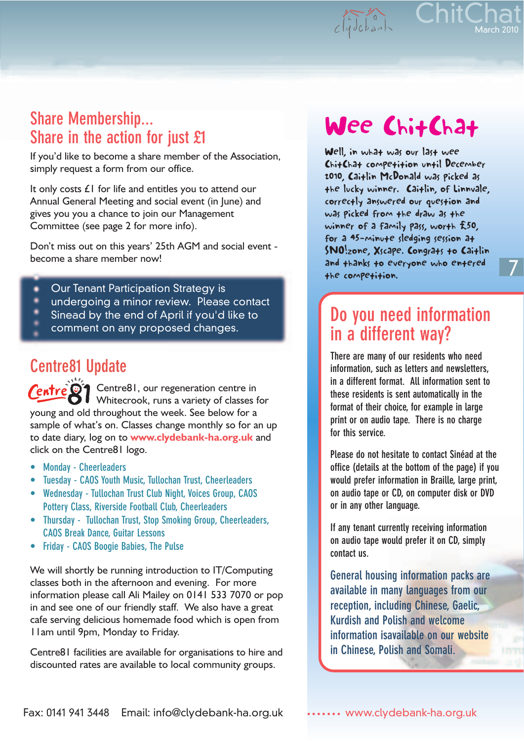## Share Membership...
## Share in the action for just £1

If you'd like to become a share member of the Association, simply request a form from our office.

It only costs £1 for life and entitles you to attend our Annual General Meeting and social event (in June) and gives you you a chance to join our Management Committee (see page 2 for more info).

Don't miss out on this years' 25th AGM and social event - become a share member now!

Our Tenant Participation Strategy is undergoing a minor review. Please contact Sinead by the end of April if you'd like to comment on any proposed changes.

## Centre81 Update

Centre81, our regeneration centre in Whitecrook, runs a variety of classes for young and old throughout the week. See below for a sample of what's on. Classes change monthly so for an up to date diary, log on to **www.clydebank-ha.org.uk** and click on the Centre81 logo.

- Monday - Cheerleaders
- Tuesday - CAOS Youth Music, Tullochan Trust, Cheerleaders
- Wednesday - Tullochan Trust Club Night, Voices Group, CAOS Pottery Class, Riverside Football Club, Cheerleaders
- Thursday - Tullochan Trust, Stop Smoking Group, Cheerleaders, CAOS Break Dance, Guitar Lessons
- Friday - CAOS Boogie Babies, The Pulse

We will shortly be bringing introduction to IT/Computing classes both in the afternoon and evening. For more information please call Ali Mailey on 0141 533 7070 or pop in and see one of our friendly staff. We also have a great cafe serving delicious homemade food which is open from 11am until 9pm, Monday to Friday.

Centre81 facilities are available for organisations to hire and discounted rates are available to local community groups.

## Wee ChitChat

Well, in what was our last wee ChitChat competition until December 2010, Caitlin McDonald was picked as the lucky winner. Caitlin, of Linnvale, correctly answered our question and was picked from the draw as the winner of a family pass, worth £50, for a 45-minute sledging session at SNO!zone, Xscape. Congrats to Caitlin and thanks to everyone who entered the competition.

## Do you need information in a different way?

There are many of our residents who need information, such as letters and newsletters, in a different format. All information sent to these residents is sent automatically in the format of their choice, for example in large print or on audio tape. There is no charge for this service.

Please do not hesitate to contact Sinéad at the office (details at the bottom of the page) if you would prefer information in Braille, large print, on audio tape or CD, on computer disk or DVD or in any other language.

If any tenant currently receiving information on audio tape would prefer it on CD, simply contact us.

General housing information packs are available in many languages from our reception, including Chinese, Gaelic, Kurdish and Polish and welcome information isavailable on our website in Chinese, Polish and Somali.

Fax: 0141 941 3448 Email: info@clydebank-ha.org.uk

www.clydebank-ha.org.uk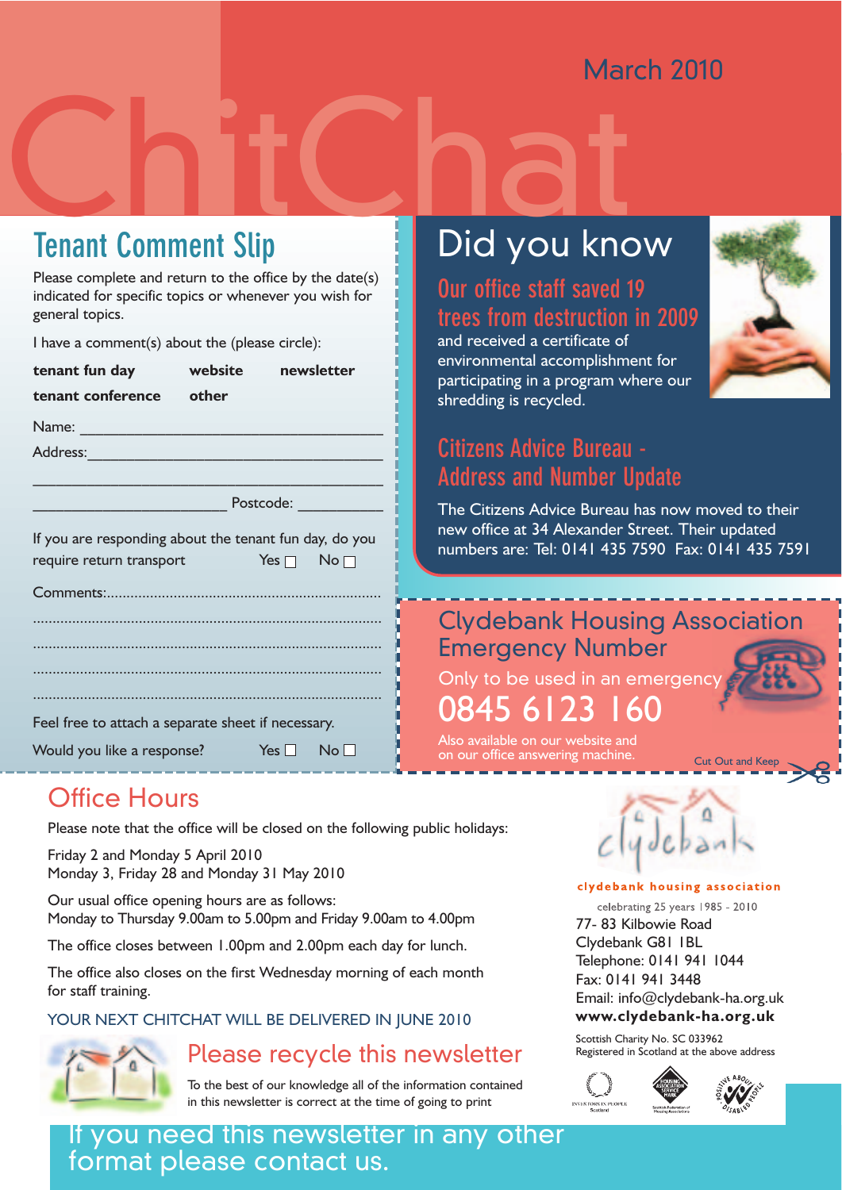# ChitChat

March 2010

## Tenant Comment Slip

Please complete and return to the office by the date(s) indicated for specific topics or whenever you wish for general topics.

I have a comment(s) about the (please circle):

**tenant fun day** **website** **newsletter**

**tenant conference** **other**

Name: ______________________________

Address: ______________________________

______________________________

______________________ Postcode: __________

If you are responding about the tenant fun day, do you require return transport Yes ☐ No ☐

Comments: ..............................................................

..............................................................

..............................................................

..............................................................

..............................................................

Feel free to attach a separate sheet if necessary.

Would you like a response? Yes ☐ No ☐

## Did you know

### Our office staff saved 19 trees from destruction in 2009

and received a certificate of environmental accomplishment for participating in a program where our shredding is recycled.

### Citizens Advice Bureau - Address and Number Update

The Citizens Advice Bureau has now moved to their new office at 34 Alexander Street. Their updated numbers are: Tel: 0141 435 7590 Fax: 0141 435 7591

## Clydebank Housing Association Emergency Number

Only to be used in an emergency

**0845 6123 160**

Also available on our website and on our office answering machine.

Cut Out and Keep

## Office Hours

Please note that the office will be closed on the following public holidays:

Friday 2 and Monday 5 April 2010
Monday 3, Friday 28 and Monday 31 May 2010

Our usual office opening hours are as follows:
Monday to Thursday 9.00am to 5.00pm and Friday 9.00am to 4.00pm

The office closes between 1.00pm and 2.00pm each day for lunch.

The office also closes on the first Wednesday morning of each month for staff training.

YOUR NEXT CHITCHAT WILL BE DELIVERED IN JUNE 2010

## Please recycle this newsletter

To the best of our knowledge all of the information contained in this newsletter is correct at the time of going to print

clydebank

**clydebank housing association**

celebrating 25 years 1985 - 2010

77- 83 Kilbowie Road
Clydebank G81 1BL
Telephone: 0141 941 1044
Fax: 0141 941 3448
Email: info@clydebank-ha.org.uk
**www.clydebank-ha.org.uk**

Scottish Charity No. SC 033962
Registered in Scotland at the above address

If you need this newsletter in any other format please contact us.